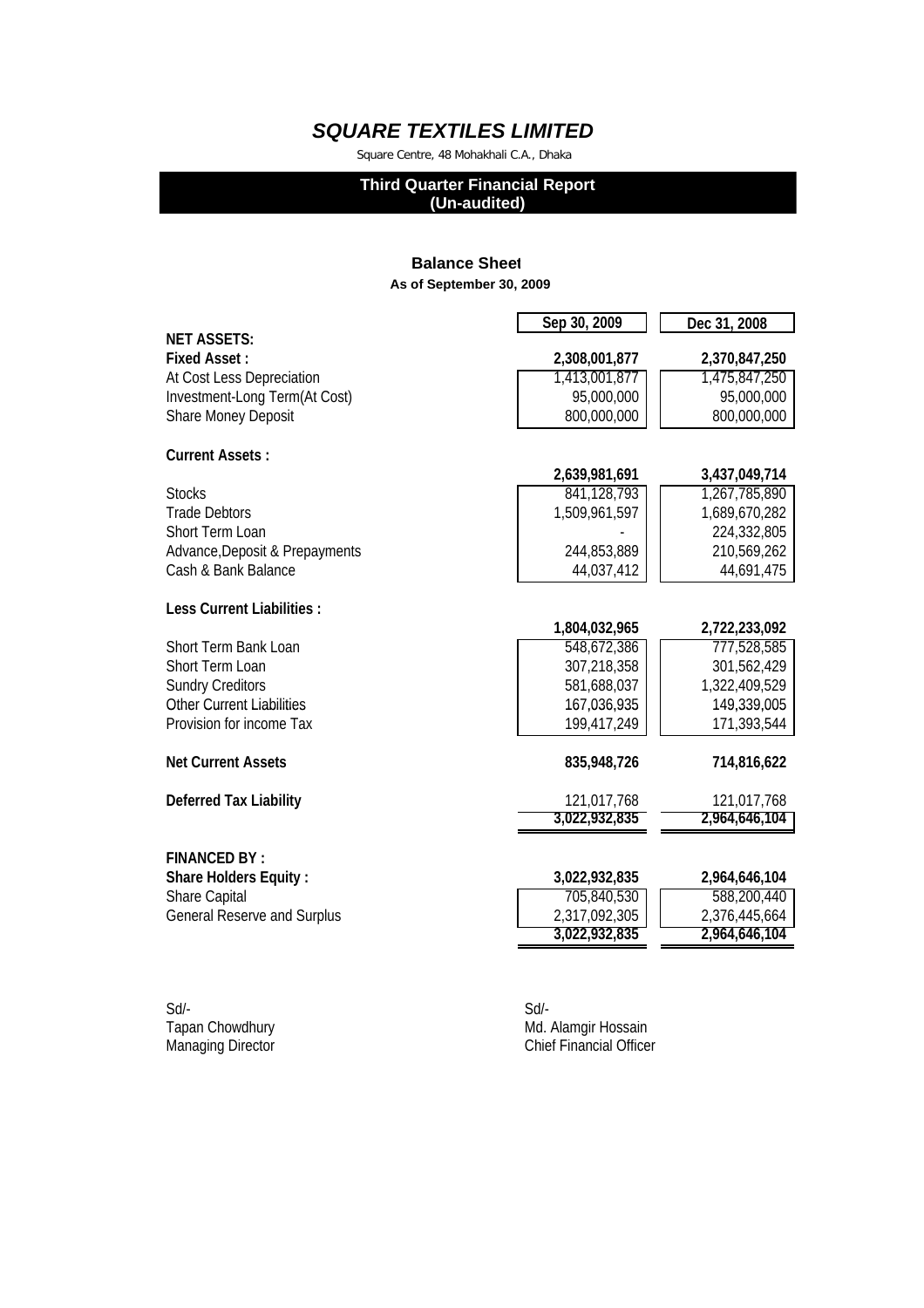# *SQUARE TEXTILES LIMITED*

Square Centre, 48 Mohakhali C.A., Dhaka

**Third Quarter Financial Report**
**(Un-audited)**

## Balance Sheet

**As of September 30, 2009**

| | Sep 30, 2009 | Dec 31, 2008 |
|---|---|---|
| **NET ASSETS:** | | |
| **Fixed Asset :** | **2,308,001,877** | **2,370,847,250** |
| At Cost Less Depreciation | 1,413,001,877 | 1,475,847,250 |
| Investment-Long Term(At Cost) | 95,000,000 | 95,000,000 |
| Share Money Deposit | 800,000,000 | 800,000,000 |
| | | |
| **Current Assets :** | **2,639,981,691** | **3,437,049,714** |
| Stocks | 841,128,793 | 1,267,785,890 |
| Trade Debtors | 1,509,961,597 | 1,689,670,282 |
| Short Term Loan | - | 224,332,805 |
| Advance,Deposit & Prepayments | 244,853,889 | 210,569,262 |
| Cash & Bank Balance | 44,037,412 | 44,691,475 |
| | | |
| **Less Current Liabilities :** | **1,804,032,965** | **2,722,233,092** |
| Short Term Bank Loan | 548,672,386 | 777,528,585 |
| Short Term Loan | 307,218,358 | 301,562,429 |
| Sundry Creditors | 581,688,037 | 1,322,409,529 |
| Other Current Liabilities | 167,036,935 | 149,339,005 |
| Provision for income Tax | 199,417,249 | 171,393,544 |
| | | |
| **Net Current Assets** | **835,948,726** | **714,816,622** |
| | | |
| **Deferred Tax Liability** | 121,017,768 | 121,017,768 |
| | **3,022,932,835** | **2,964,646,104** |
| | | |
| **FINANCED BY :** | | |
| **Share Holders Equity :** | **3,022,932,835** | **2,964,646,104** |
| Share Capital | 705,840,530 | 588,200,440 |
| General Reserve and Surplus | 2,317,092,305 | 2,376,445,664 |
| | **3,022,932,835** | **2,964,646,104** |

Sd/-
Tapan Chowdhury
Managing Director

Sd/-
Md. Alamgir Hossain
Chief Financial Officer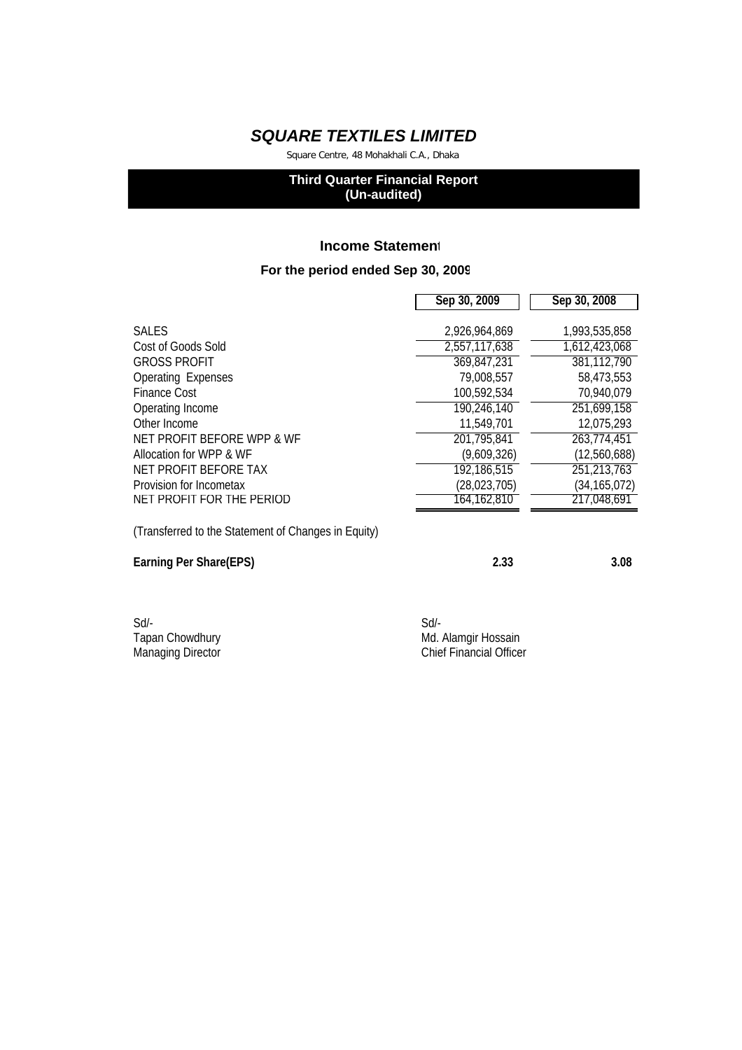# *SQUARE TEXTILES LIMITED*

Square Centre, 48 Mohakhali C.A., Dhaka

**Third Quarter Financial Report**
**(Un-audited)**

## Income Statement

### For the period ended Sep 30, 2009

| | Sep 30, 2009 | Sep 30, 2008 |
|---|---|---|
| SALES | 2,926,964,869 | 1,993,535,858 |
| Cost of Goods Sold | 2,557,117,638 | 1,612,423,068 |
| GROSS PROFIT | 369,847,231 | 381,112,790 |
| Operating Expenses | 79,008,557 | 58,473,553 |
| Finance Cost | 100,592,534 | 70,940,079 |
| Operating Income | 190,246,140 | 251,699,158 |
| Other Income | 11,549,701 | 12,075,293 |
| NET PROFIT BEFORE WPP & WF | 201,795,841 | 263,774,451 |
| Allocation for WPP & WF | (9,609,326) | (12,560,688) |
| NET PROFIT BEFORE TAX | 192,186,515 | 251,213,763 |
| Provision for Incometax | (28,023,705) | (34,165,072) |
| NET PROFIT FOR THE PERIOD | 164,162,810 | 217,048,691 |

(Transferred to the Statement of Changes in Equity)

| | | |
|---|---|---|
| **Earning Per Share(EPS)** | **2.33** | **3.08** |

Sd/-
Tapan Chowdhury
Managing Director

Sd/-
Md. Alamgir Hossain
Chief Financial Officer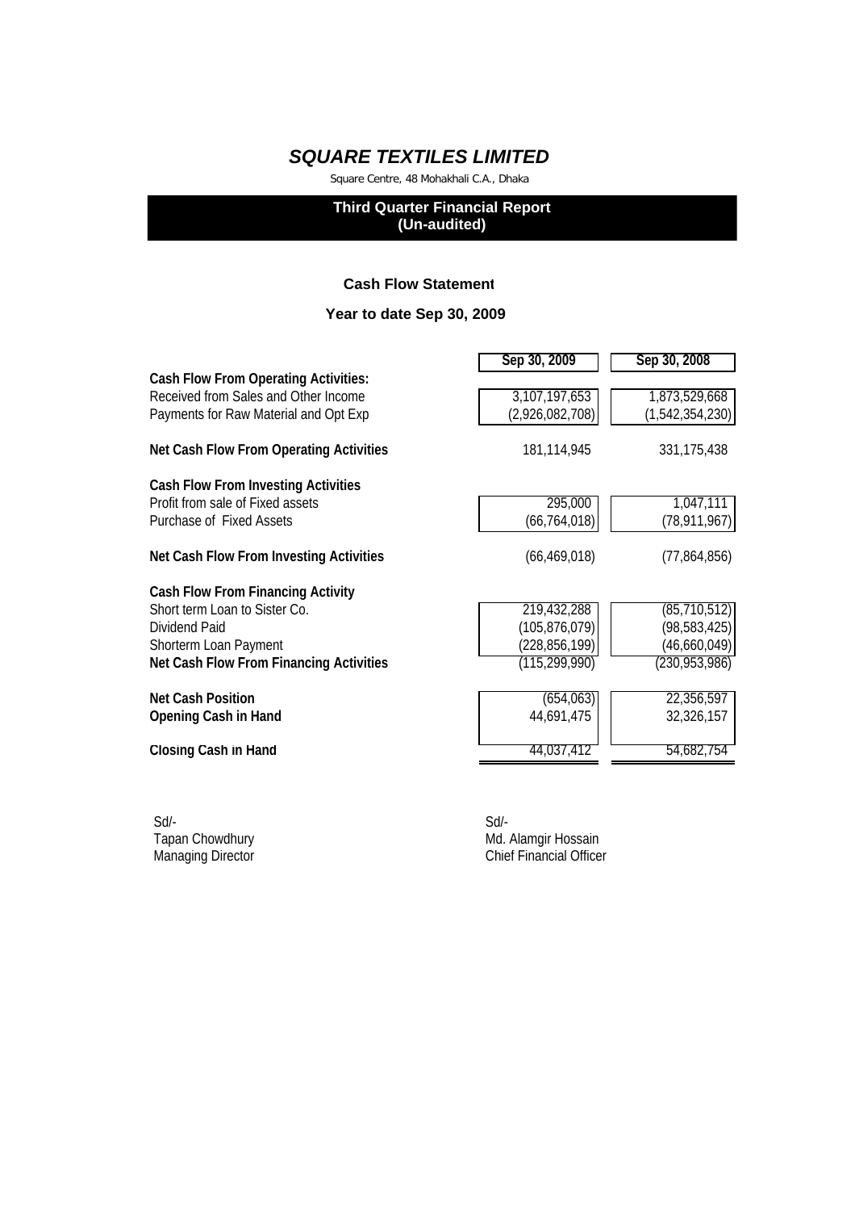# *SQUARE TEXTILES LIMITED*

Square Centre, 48 Mohakhali C.A., Dhaka

**Third Quarter Financial Report**
**(Un-audited)**

### Cash Flow Statement

### Year to date Sep 30, 2009

| | Sep 30, 2009 | Sep 30, 2008 |
|---|---|---|
| **Cash Flow From Operating Activities:** | | |
| Received from Sales and Other Income | 3,107,197,653 | 1,873,529,668 |
| Payments for Raw Material and Opt Exp | (2,926,082,708) | (1,542,354,230) |
| **Net Cash Flow From Operating Activities** | 181,114,945 | 331,175,438 |
| **Cash Flow From Investing Activities** | | |
| Profit from sale of Fixed assets | 295,000 | 1,047,111 |
| Purchase of Fixed Assets | (66,764,018) | (78,911,967) |
| **Net Cash Flow From Investing Activities** | (66,469,018) | (77,864,856) |
| **Cash Flow From Financing Activity** | | |
| Short term Loan to Sister Co. | 219,432,288 | (85,710,512) |
| Dividend Paid | (105,876,079) | (98,583,425) |
| Shorterm Loan Payment | (228,856,199) | (46,660,049) |
| **Net Cash Flow From Financing Activities** | (115,299,990) | (230,953,986) |
| **Net Cash Position** | (654,063) | 22,356,597 |
| **Opening Cash in Hand** | 44,691,475 | 32,326,157 |
| **Closing Cash in Hand** | 44,037,412 | 54,682,754 |

Sd/-
Tapan Chowdhury
Managing Director

Sd/-
Md. Alamgir Hossain
Chief Financial Officer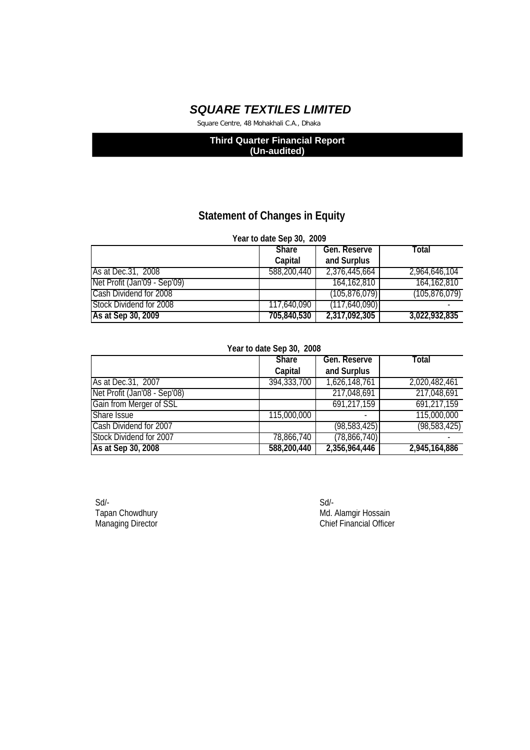# *SQUARE TEXTILES LIMITED*

Square Centre, 48 Mohakhali C.A., Dhaka

**Third Quarter Financial Report**
**(Un-audited)**

## Statement of Changes in Equity

**Year to date Sep 30, 2009**

| | Share Capital | Gen. Reserve and Surplus | Total |
|---|---|---|---|
| As at Dec.31, 2008 | 588,200,440 | 2,376,445,664 | 2,964,646,104 |
| Net Profit (Jan'09 - Sep'09) | | 164,162,810 | 164,162,810 |
| Cash Dividend for 2008 | | (105,876,079) | (105,876,079) |
| Stock Dividend for 2008 | 117,640,090 | (117,640,090) | - |
| **As at Sep 30, 2009** | **705,840,530** | **2,317,092,305** | **3,022,932,835** |

**Year to date Sep 30, 2008**

| | Share Capital | Gen. Reserve and Surplus | Total |
|---|---|---|---|
| As at Dec.31, 2007 | 394,333,700 | 1,626,148,761 | 2,020,482,461 |
| Net Profit (Jan'08 - Sep'08) | | 217,048,691 | 217,048,691 |
| Gain from Merger of SSL | | 691,217,159 | 691,217,159 |
| Share Issue | 115,000,000 | - | 115,000,000 |
| Cash Dividend for 2007 | | (98,583,425) | (98,583,425) |
| Stock Dividend for 2007 | 78,866,740 | (78,866,740) | - |
| **As at Sep 30, 2008** | **588,200,440** | **2,356,964,446** | **2,945,164,886** |

Sd/-
Tapan Chowdhury
Managing Director

Sd/-
Md. Alamgir Hossain
Chief Financial Officer